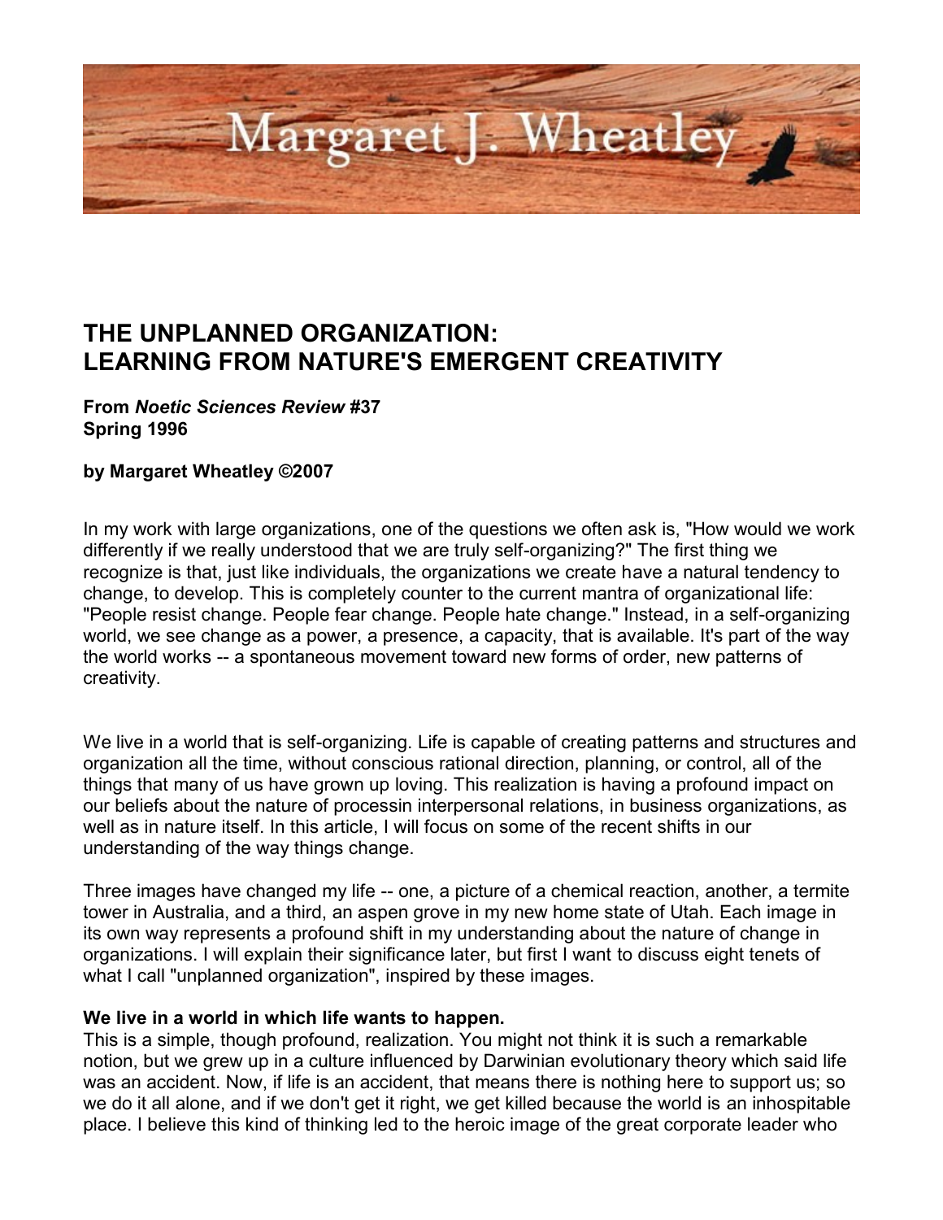# THE UNPLANNED ORGANIZATION: LEARNING FROM NATURE'S EMERGENT CREATIVITY

**From *Noetic Sciences Review* #37**
**Spring 1996**

**by Margaret Wheatley ©2007**

In my work with large organizations, one of the questions we often ask is, "How would we work differently if we really understood that we are truly self-organizing?" The first thing we recognize is that, just like individuals, the organizations we create have a natural tendency to change, to develop. This is completely counter to the current mantra of organizational life: "People resist change. People fear change. People hate change." Instead, in a self-organizing world, we see change as a power, a presence, a capacity, that is available. It's part of the way the world works -- a spontaneous movement toward new forms of order, new patterns of creativity.

We live in a world that is self-organizing. Life is capable of creating patterns and structures and organization all the time, without conscious rational direction, planning, or control, all of the things that many of us have grown up loving. This realization is having a profound impact on our beliefs about the nature of processin interpersonal relations, in business organizations, as well as in nature itself. In this article, I will focus on some of the recent shifts in our understanding of the way things change.

Three images have changed my life -- one, a picture of a chemical reaction, another, a termite tower in Australia, and a third, an aspen grove in my new home state of Utah. Each image in its own way represents a profound shift in my understanding about the nature of change in organizations. I will explain their significance later, but first I want to discuss eight tenets of what I call "unplanned organization", inspired by these images.

**We live in a world in which life wants to happen.**
This is a simple, though profound, realization. You might not think it is such a remarkable notion, but we grew up in a culture influenced by Darwinian evolutionary theory which said life was an accident. Now, if life is an accident, that means there is nothing here to support us; so we do it all alone, and if we don't get it right, we get killed because the world is an inhospitable place. I believe this kind of thinking led to the heroic image of the great corporate leader who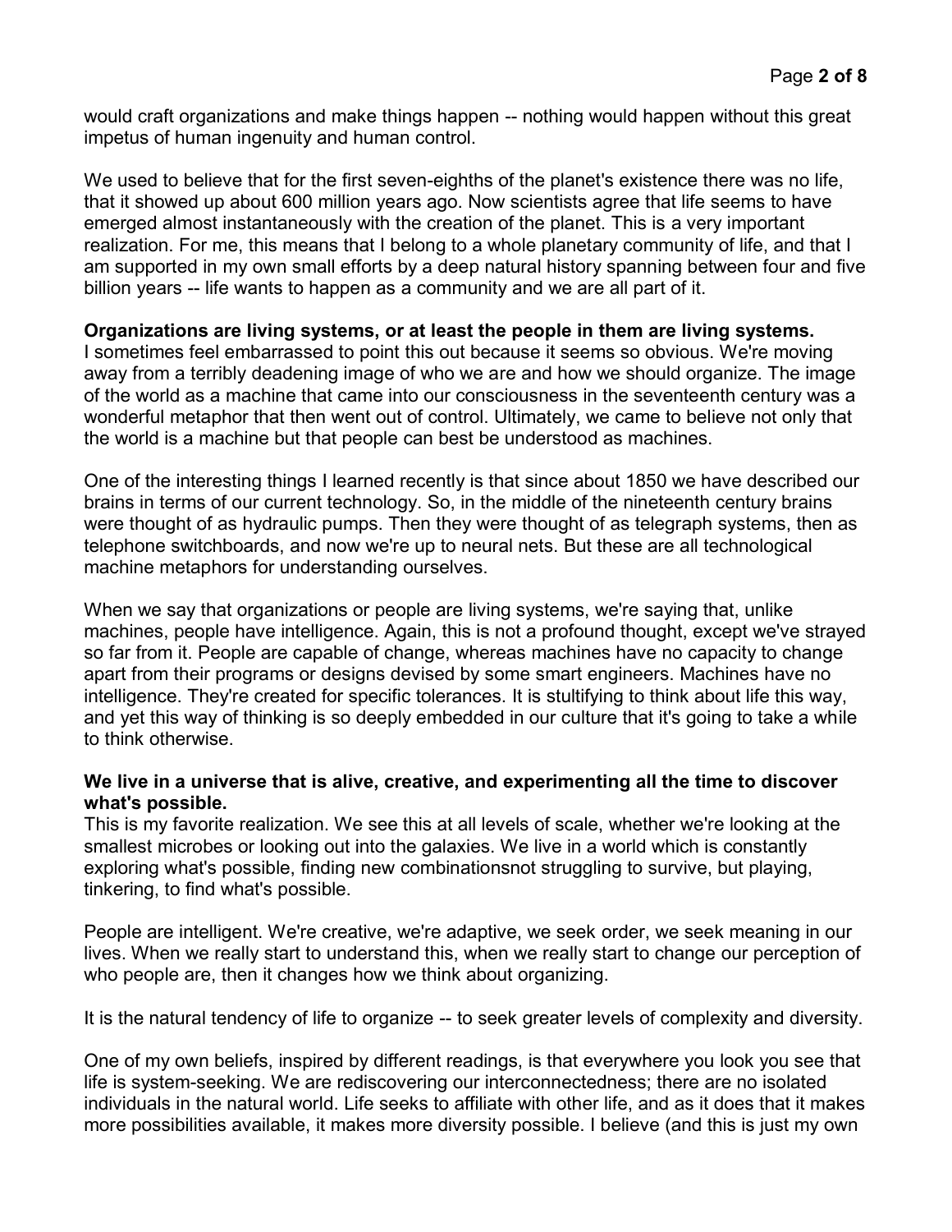would craft organizations and make things happen -- nothing would happen without this great impetus of human ingenuity and human control.

We used to believe that for the first seven-eighths of the planet's existence there was no life, that it showed up about 600 million years ago. Now scientists agree that life seems to have emerged almost instantaneously with the creation of the planet. This is a very important realization. For me, this means that I belong to a whole planetary community of life, and that I am supported in my own small efforts by a deep natural history spanning between four and five billion years -- life wants to happen as a community and we are all part of it.

**Organizations are living systems, or at least the people in them are living systems.**
I sometimes feel embarrassed to point this out because it seems so obvious. We're moving away from a terribly deadening image of who we are and how we should organize. The image of the world as a machine that came into our consciousness in the seventeenth century was a wonderful metaphor that then went out of control. Ultimately, we came to believe not only that the world is a machine but that people can best be understood as machines.

One of the interesting things I learned recently is that since about 1850 we have described our brains in terms of our current technology. So, in the middle of the nineteenth century brains were thought of as hydraulic pumps. Then they were thought of as telegraph systems, then as telephone switchboards, and now we're up to neural nets. But these are all technological machine metaphors for understanding ourselves.

When we say that organizations or people are living systems, we're saying that, unlike machines, people have intelligence. Again, this is not a profound thought, except we've strayed so far from it. People are capable of change, whereas machines have no capacity to change apart from their programs or designs devised by some smart engineers. Machines have no intelligence. They're created for specific tolerances. It is stultifying to think about life this way, and yet this way of thinking is so deeply embedded in our culture that it's going to take a while to think otherwise.

**We live in a universe that is alive, creative, and experimenting all the time to discover what's possible.**
This is my favorite realization. We see this at all levels of scale, whether we're looking at the smallest microbes or looking out into the galaxies. We live in a world which is constantly exploring what's possible, finding new combinationsnot struggling to survive, but playing, tinkering, to find what's possible.

People are intelligent. We're creative, we're adaptive, we seek order, we seek meaning in our lives. When we really start to understand this, when we really start to change our perception of who people are, then it changes how we think about organizing.

It is the natural tendency of life to organize -- to seek greater levels of complexity and diversity.

One of my own beliefs, inspired by different readings, is that everywhere you look you see that life is system-seeking. We are rediscovering our interconnectedness; there are no isolated individuals in the natural world. Life seeks to affiliate with other life, and as it does that it makes more possibilities available, it makes more diversity possible. I believe (and this is just my own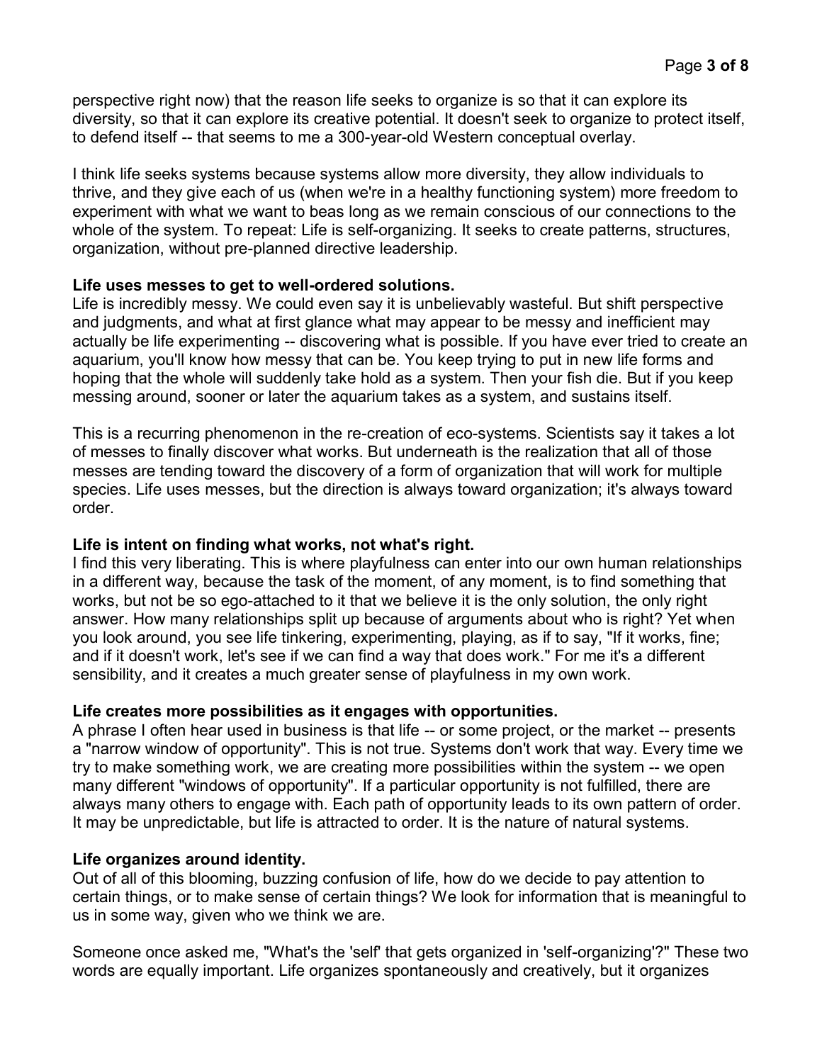perspective right now) that the reason life seeks to organize is so that it can explore its diversity, so that it can explore its creative potential. It doesn't seek to organize to protect itself, to defend itself -- that seems to me a 300-year-old Western conceptual overlay.

I think life seeks systems because systems allow more diversity, they allow individuals to thrive, and they give each of us (when we're in a healthy functioning system) more freedom to experiment with what we want to beas long as we remain conscious of our connections to the whole of the system. To repeat: Life is self-organizing. It seeks to create patterns, structures, organization, without pre-planned directive leadership.

**Life uses messes to get to well-ordered solutions.**
Life is incredibly messy. We could even say it is unbelievably wasteful. But shift perspective and judgments, and what at first glance what may appear to be messy and inefficient may actually be life experimenting -- discovering what is possible. If you have ever tried to create an aquarium, you'll know how messy that can be. You keep trying to put in new life forms and hoping that the whole will suddenly take hold as a system. Then your fish die. But if you keep messing around, sooner or later the aquarium takes as a system, and sustains itself.

This is a recurring phenomenon in the re-creation of eco-systems. Scientists say it takes a lot of messes to finally discover what works. But underneath is the realization that all of those messes are tending toward the discovery of a form of organization that will work for multiple species. Life uses messes, but the direction is always toward organization; it's always toward order.

**Life is intent on finding what works, not what's right.**
I find this very liberating. This is where playfulness can enter into our own human relationships in a different way, because the task of the moment, of any moment, is to find something that works, but not be so ego-attached to it that we believe it is the only solution, the only right answer. How many relationships split up because of arguments about who is right? Yet when you look around, you see life tinkering, experimenting, playing, as if to say, "If it works, fine; and if it doesn't work, let's see if we can find a way that does work." For me it's a different sensibility, and it creates a much greater sense of playfulness in my own work.

**Life creates more possibilities as it engages with opportunities.**
A phrase I often hear used in business is that life -- or some project, or the market -- presents a "narrow window of opportunity". This is not true. Systems don't work that way. Every time we try to make something work, we are creating more possibilities within the system -- we open many different "windows of opportunity". If a particular opportunity is not fulfilled, there are always many others to engage with. Each path of opportunity leads to its own pattern of order. It may be unpredictable, but life is attracted to order. It is the nature of natural systems.

**Life organizes around identity.**
Out of all of this blooming, buzzing confusion of life, how do we decide to pay attention to certain things, or to make sense of certain things? We look for information that is meaningful to us in some way, given who we think we are.

Someone once asked me, "What's the 'self' that gets organized in 'self-organizing'?" These two words are equally important. Life organizes spontaneously and creatively, but it organizes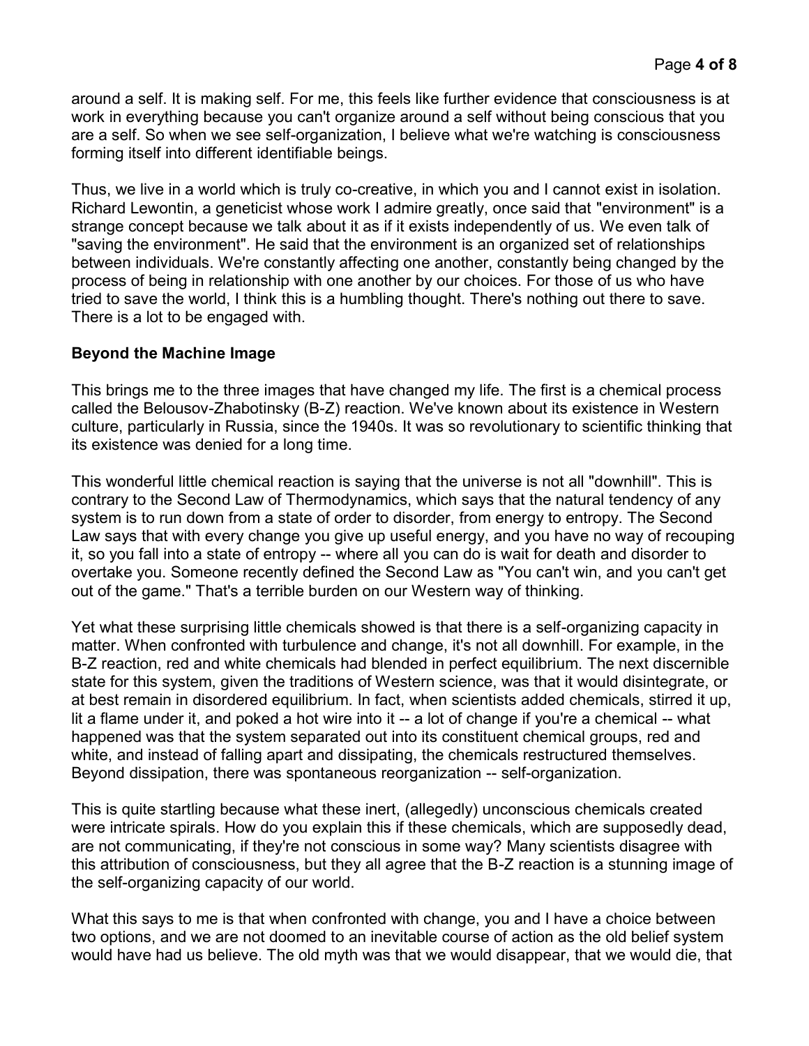around a self. It is making self. For me, this feels like further evidence that consciousness is at work in everything because you can't organize around a self without being conscious that you are a self. So when we see self-organization, I believe what we're watching is consciousness forming itself into different identifiable beings.

Thus, we live in a world which is truly co-creative, in which you and I cannot exist in isolation. Richard Lewontin, a geneticist whose work I admire greatly, once said that "environment" is a strange concept because we talk about it as if it exists independently of us. We even talk of "saving the environment". He said that the environment is an organized set of relationships between individuals. We're constantly affecting one another, constantly being changed by the process of being in relationship with one another by our choices. For those of us who have tried to save the world, I think this is a humbling thought. There's nothing out there to save. There is a lot to be engaged with.

**Beyond the Machine Image**

This brings me to the three images that have changed my life. The first is a chemical process called the Belousov-Zhabotinsky (B-Z) reaction. We've known about its existence in Western culture, particularly in Russia, since the 1940s. It was so revolutionary to scientific thinking that its existence was denied for a long time.

This wonderful little chemical reaction is saying that the universe is not all "downhill". This is contrary to the Second Law of Thermodynamics, which says that the natural tendency of any system is to run down from a state of order to disorder, from energy to entropy. The Second Law says that with every change you give up useful energy, and you have no way of recouping it, so you fall into a state of entropy -- where all you can do is wait for death and disorder to overtake you. Someone recently defined the Second Law as "You can't win, and you can't get out of the game." That's a terrible burden on our Western way of thinking.

Yet what these surprising little chemicals showed is that there is a self-organizing capacity in matter. When confronted with turbulence and change, it's not all downhill. For example, in the B-Z reaction, red and white chemicals had blended in perfect equilibrium. The next discernible state for this system, given the traditions of Western science, was that it would disintegrate, or at best remain in disordered equilibrium. In fact, when scientists added chemicals, stirred it up, lit a flame under it, and poked a hot wire into it -- a lot of change if you're a chemical -- what happened was that the system separated out into its constituent chemical groups, red and white, and instead of falling apart and dissipating, the chemicals restructured themselves. Beyond dissipation, there was spontaneous reorganization -- self-organization.

This is quite startling because what these inert, (allegedly) unconscious chemicals created were intricate spirals. How do you explain this if these chemicals, which are supposedly dead, are not communicating, if they're not conscious in some way? Many scientists disagree with this attribution of consciousness, but they all agree that the B-Z reaction is a stunning image of the self-organizing capacity of our world.

What this says to me is that when confronted with change, you and I have a choice between two options, and we are not doomed to an inevitable course of action as the old belief system would have had us believe. The old myth was that we would disappear, that we would die, that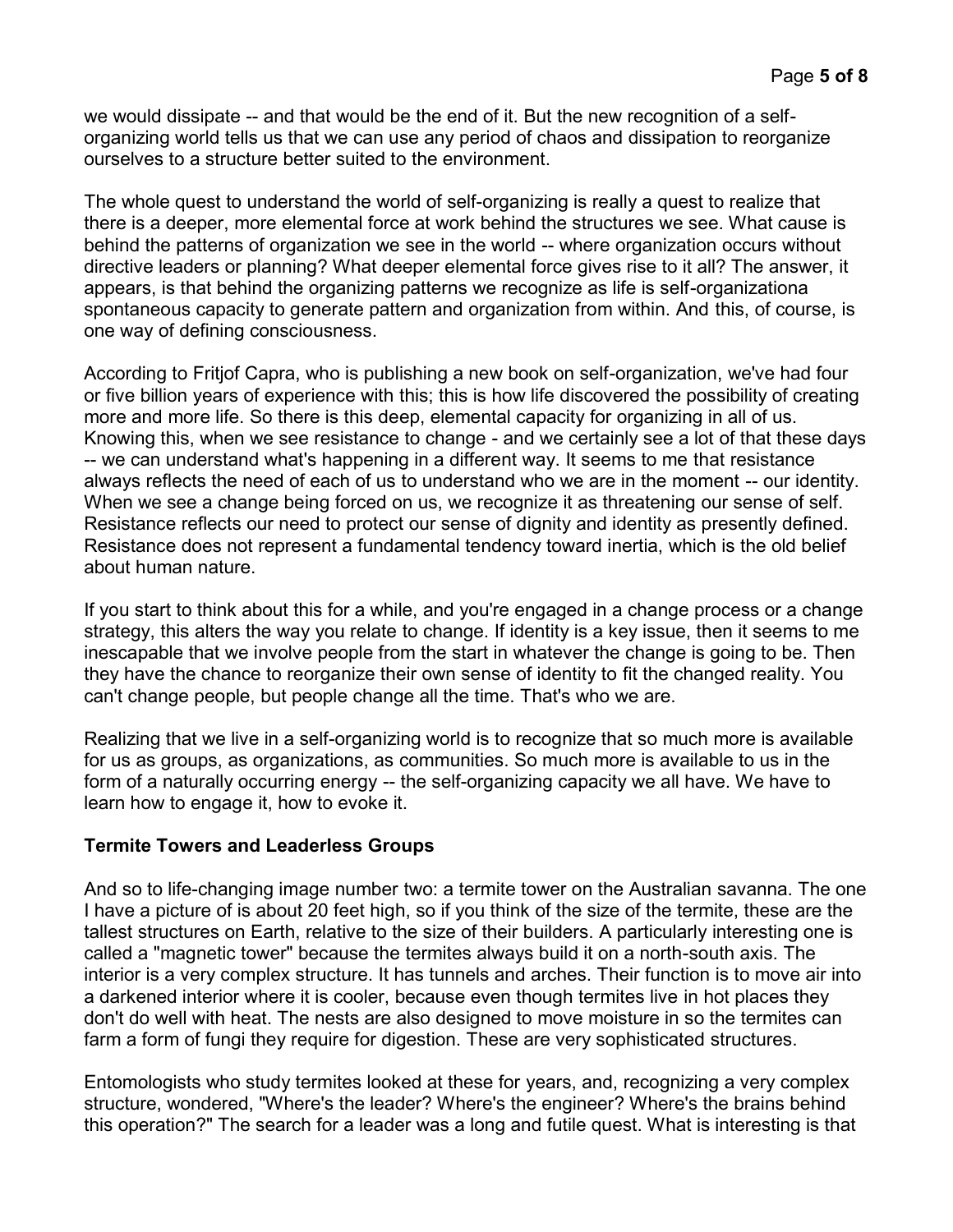we would dissipate -- and that would be the end of it. But the new recognition of a self-organizing world tells us that we can use any period of chaos and dissipation to reorganize ourselves to a structure better suited to the environment.

The whole quest to understand the world of self-organizing is really a quest to realize that there is a deeper, more elemental force at work behind the structures we see. What cause is behind the patterns of organization we see in the world -- where organization occurs without directive leaders or planning? What deeper elemental force gives rise to it all? The answer, it appears, is that behind the organizing patterns we recognize as life is self-organizationa spontaneous capacity to generate pattern and organization from within. And this, of course, is one way of defining consciousness.

According to Fritjof Capra, who is publishing a new book on self-organization, we've had four or five billion years of experience with this; this is how life discovered the possibility of creating more and more life. So there is this deep, elemental capacity for organizing in all of us. Knowing this, when we see resistance to change - and we certainly see a lot of that these days -- we can understand what's happening in a different way. It seems to me that resistance always reflects the need of each of us to understand who we are in the moment -- our identity. When we see a change being forced on us, we recognize it as threatening our sense of self. Resistance reflects our need to protect our sense of dignity and identity as presently defined. Resistance does not represent a fundamental tendency toward inertia, which is the old belief about human nature.

If you start to think about this for a while, and you're engaged in a change process or a change strategy, this alters the way you relate to change. If identity is a key issue, then it seems to me inescapable that we involve people from the start in whatever the change is going to be. Then they have the chance to reorganize their own sense of identity to fit the changed reality. You can't change people, but people change all the time. That's who we are.

Realizing that we live in a self-organizing world is to recognize that so much more is available for us as groups, as organizations, as communities. So much more is available to us in the form of a naturally occurring energy -- the self-organizing capacity we all have. We have to learn how to engage it, how to evoke it.

**Termite Towers and Leaderless Groups**

And so to life-changing image number two: a termite tower on the Australian savanna. The one I have a picture of is about 20 feet high, so if you think of the size of the termite, these are the tallest structures on Earth, relative to the size of their builders. A particularly interesting one is called a "magnetic tower" because the termites always build it on a north-south axis. The interior is a very complex structure. It has tunnels and arches. Their function is to move air into a darkened interior where it is cooler, because even though termites live in hot places they don't do well with heat. The nests are also designed to move moisture in so the termites can farm a form of fungi they require for digestion. These are very sophisticated structures.

Entomologists who study termites looked at these for years, and, recognizing a very complex structure, wondered, "Where's the leader? Where's the engineer? Where's the brains behind this operation?" The search for a leader was a long and futile quest. What is interesting is that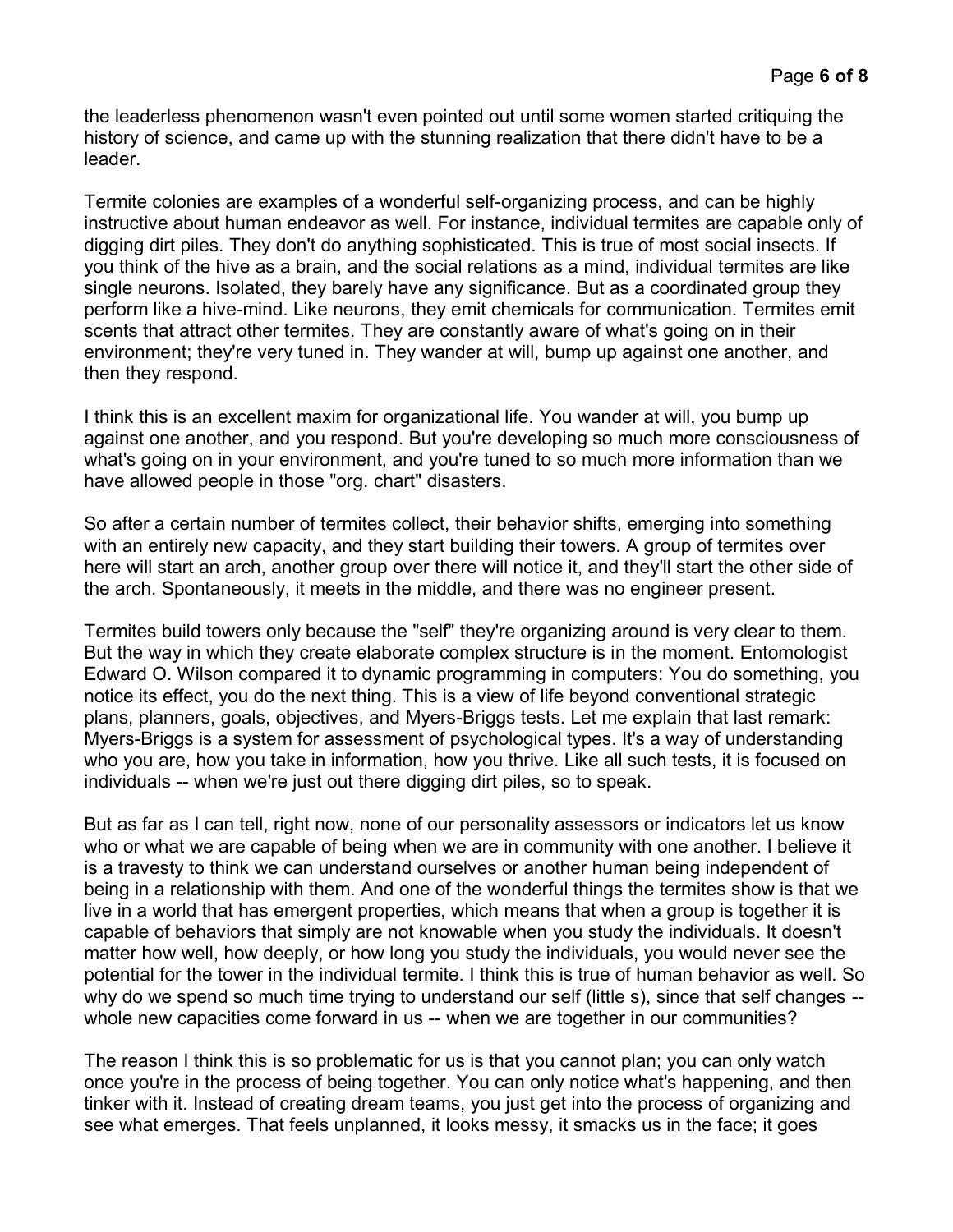the leaderless phenomenon wasn't even pointed out until some women started critiquing the history of science, and came up with the stunning realization that there didn't have to be a leader.

Termite colonies are examples of a wonderful self-organizing process, and can be highly instructive about human endeavor as well. For instance, individual termites are capable only of digging dirt piles. They don't do anything sophisticated. This is true of most social insects. If you think of the hive as a brain, and the social relations as a mind, individual termites are like single neurons. Isolated, they barely have any significance. But as a coordinated group they perform like a hive-mind. Like neurons, they emit chemicals for communication. Termites emit scents that attract other termites. They are constantly aware of what's going on in their environment; they're very tuned in. They wander at will, bump up against one another, and then they respond.

I think this is an excellent maxim for organizational life. You wander at will, you bump up against one another, and you respond. But you're developing so much more consciousness of what's going on in your environment, and you're tuned to so much more information than we have allowed people in those "org. chart" disasters.

So after a certain number of termites collect, their behavior shifts, emerging into something with an entirely new capacity, and they start building their towers. A group of termites over here will start an arch, another group over there will notice it, and they'll start the other side of the arch. Spontaneously, it meets in the middle, and there was no engineer present.

Termites build towers only because the "self" they're organizing around is very clear to them. But the way in which they create elaborate complex structure is in the moment. Entomologist Edward O. Wilson compared it to dynamic programming in computers: You do something, you notice its effect, you do the next thing. This is a view of life beyond conventional strategic plans, planners, goals, objectives, and Myers-Briggs tests. Let me explain that last remark: Myers-Briggs is a system for assessment of psychological types. It's a way of understanding who you are, how you take in information, how you thrive. Like all such tests, it is focused on individuals -- when we're just out there digging dirt piles, so to speak.

But as far as I can tell, right now, none of our personality assessors or indicators let us know who or what we are capable of being when we are in community with one another. I believe it is a travesty to think we can understand ourselves or another human being independent of being in a relationship with them. And one of the wonderful things the termites show is that we live in a world that has emergent properties, which means that when a group is together it is capable of behaviors that simply are not knowable when you study the individuals. It doesn't matter how well, how deeply, or how long you study the individuals, you would never see the potential for the tower in the individual termite. I think this is true of human behavior as well. So why do we spend so much time trying to understand our self (little s), since that self changes -- whole new capacities come forward in us -- when we are together in our communities?

The reason I think this is so problematic for us is that you cannot plan; you can only watch once you're in the process of being together. You can only notice what's happening, and then tinker with it. Instead of creating dream teams, you just get into the process of organizing and see what emerges. That feels unplanned, it looks messy, it smacks us in the face; it goes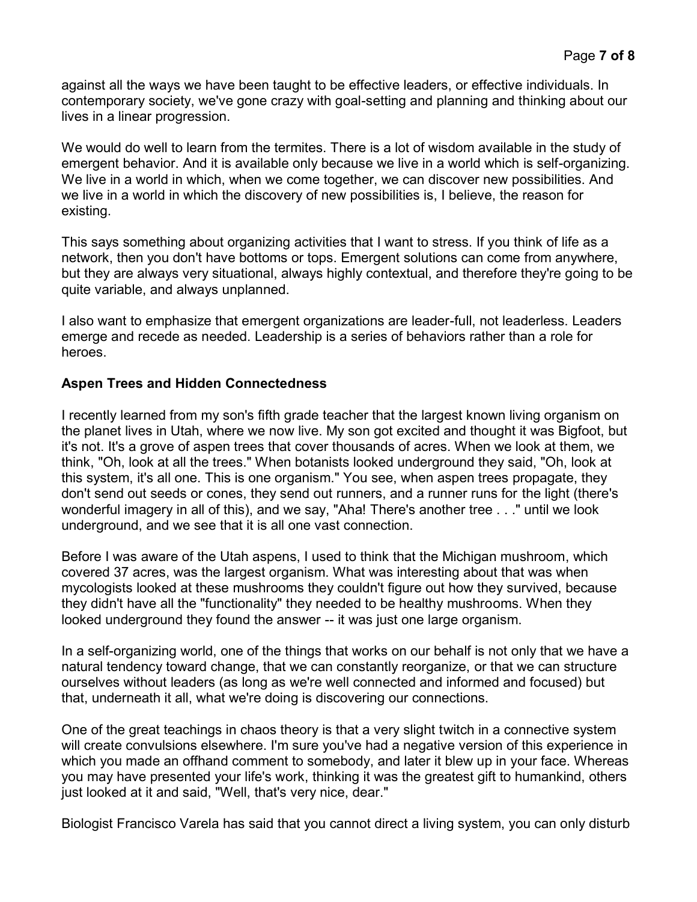against all the ways we have been taught to be effective leaders, or effective individuals. In contemporary society, we've gone crazy with goal-setting and planning and thinking about our lives in a linear progression.

We would do well to learn from the termites. There is a lot of wisdom available in the study of emergent behavior. And it is available only because we live in a world which is self-organizing. We live in a world in which, when we come together, we can discover new possibilities. And we live in a world in which the discovery of new possibilities is, I believe, the reason for existing.

This says something about organizing activities that I want to stress. If you think of life as a network, then you don't have bottoms or tops. Emergent solutions can come from anywhere, but they are always very situational, always highly contextual, and therefore they're going to be quite variable, and always unplanned.

I also want to emphasize that emergent organizations are leader-full, not leaderless. Leaders emerge and recede as needed. Leadership is a series of behaviors rather than a role for heroes.

**Aspen Trees and Hidden Connectedness**

I recently learned from my son's fifth grade teacher that the largest known living organism on the planet lives in Utah, where we now live. My son got excited and thought it was Bigfoot, but it's not. It's a grove of aspen trees that cover thousands of acres. When we look at them, we think, "Oh, look at all the trees." When botanists looked underground they said, "Oh, look at this system, it's all one. This is one organism." You see, when aspen trees propagate, they don't send out seeds or cones, they send out runners, and a runner runs for the light (there's wonderful imagery in all of this), and we say, "Aha! There's another tree . . ." until we look underground, and we see that it is all one vast connection.

Before I was aware of the Utah aspens, I used to think that the Michigan mushroom, which covered 37 acres, was the largest organism. What was interesting about that was when mycologists looked at these mushrooms they couldn't figure out how they survived, because they didn't have all the "functionality" they needed to be healthy mushrooms. When they looked underground they found the answer -- it was just one large organism.

In a self-organizing world, one of the things that works on our behalf is not only that we have a natural tendency toward change, that we can constantly reorganize, or that we can structure ourselves without leaders (as long as we're well connected and informed and focused) but that, underneath it all, what we're doing is discovering our connections.

One of the great teachings in chaos theory is that a very slight twitch in a connective system will create convulsions elsewhere. I'm sure you've had a negative version of this experience in which you made an offhand comment to somebody, and later it blew up in your face. Whereas you may have presented your life's work, thinking it was the greatest gift to humankind, others just looked at it and said, "Well, that's very nice, dear."

Biologist Francisco Varela has said that you cannot direct a living system, you can only disturb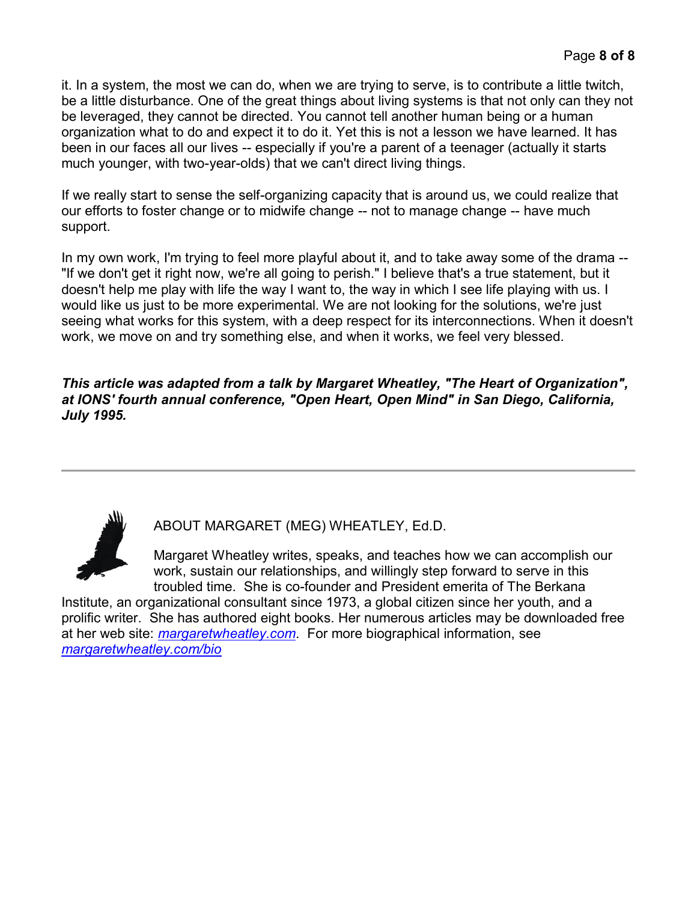it. In a system, the most we can do, when we are trying to serve, is to contribute a little twitch, be a little disturbance. One of the great things about living systems is that not only can they not be leveraged, they cannot be directed. You cannot tell another human being or a human organization what to do and expect it to do it. Yet this is not a lesson we have learned. It has been in our faces all our lives -- especially if you're a parent of a teenager (actually it starts much younger, with two-year-olds) that we can't direct living things.

If we really start to sense the self-organizing capacity that is around us, we could realize that our efforts to foster change or to midwife change -- not to manage change -- have much support.

In my own work, I'm trying to feel more playful about it, and to take away some of the drama -- "If we don't get it right now, we're all going to perish." I believe that's a true statement, but it doesn't help me play with life the way I want to, the way in which I see life playing with us. I would like us just to be more experimental. We are not looking for the solutions, we're just seeing what works for this system, with a deep respect for its interconnections. When it doesn't work, we move on and try something else, and when it works, we feel very blessed.

***This article was adapted from a talk by Margaret Wheatley, "The Heart of Organization", at IONS' fourth annual conference, "Open Heart, Open Mind" in San Diego, California, July 1995.***

---

ABOUT MARGARET (MEG) WHEATLEY, Ed.D.

Margaret Wheatley writes, speaks, and teaches how we can accomplish our work, sustain our relationships, and willingly step forward to serve in this troubled time. She is co-founder and President emerita of The Berkana Institute, an organizational consultant since 1973, a global citizen since her youth, and a prolific writer. She has authored eight books. Her numerous articles may be downloaded free at her web site: [*margaretwheatley.com*](margaretwheatley.com). For more biographical information, see [*margaretwheatley.com/bio*](margaretwheatley.com/bio)